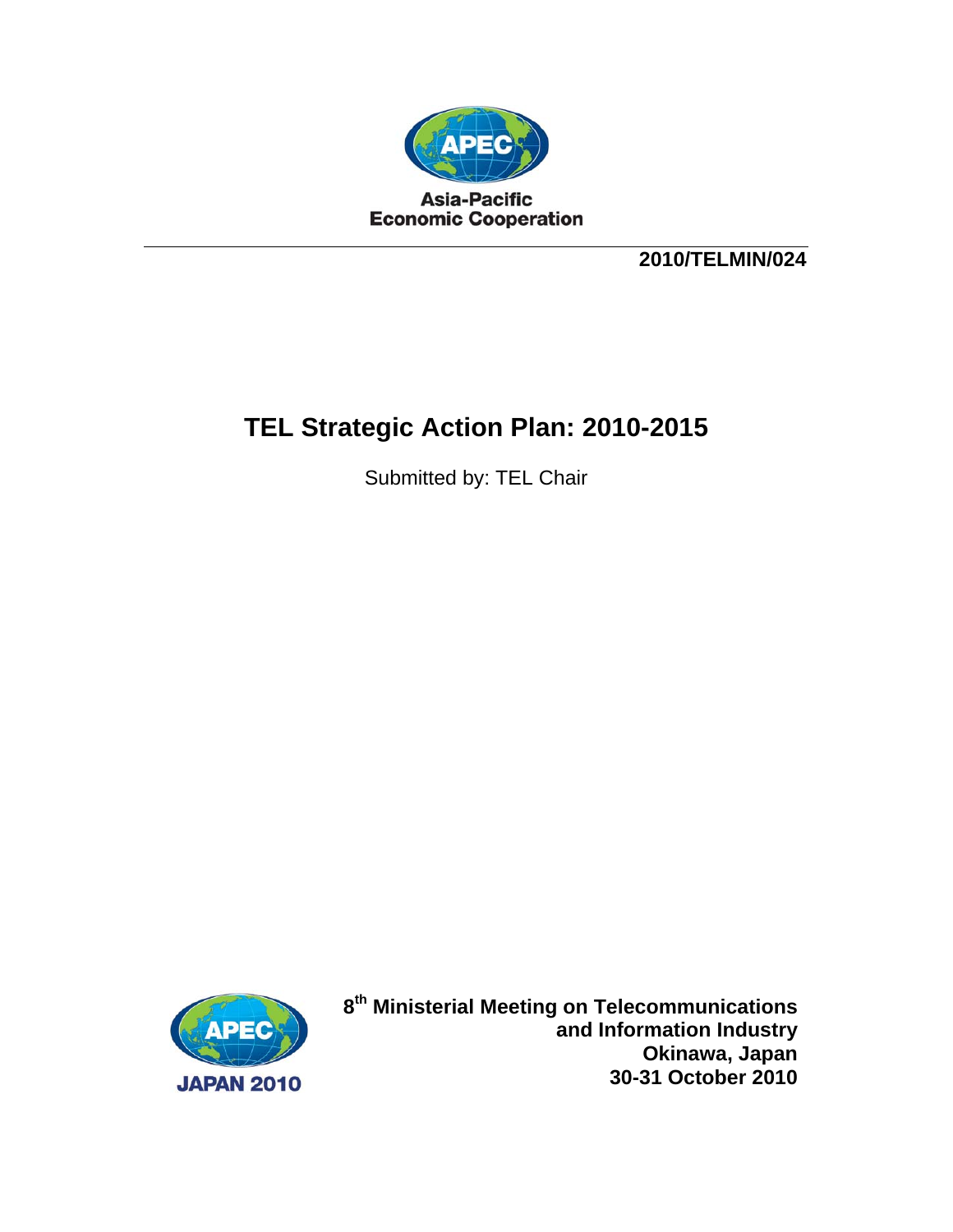Asia-Pacific
Economic Cooperation

**2010/TELMIN/024**

# TEL Strategic Action Plan: 2010-2015

Submitted by: TEL Chair

JAPAN 2010

**8th Ministerial Meeting on Telecommunications and Information Industry**
**Okinawa, Japan**
**30-31 October 2010**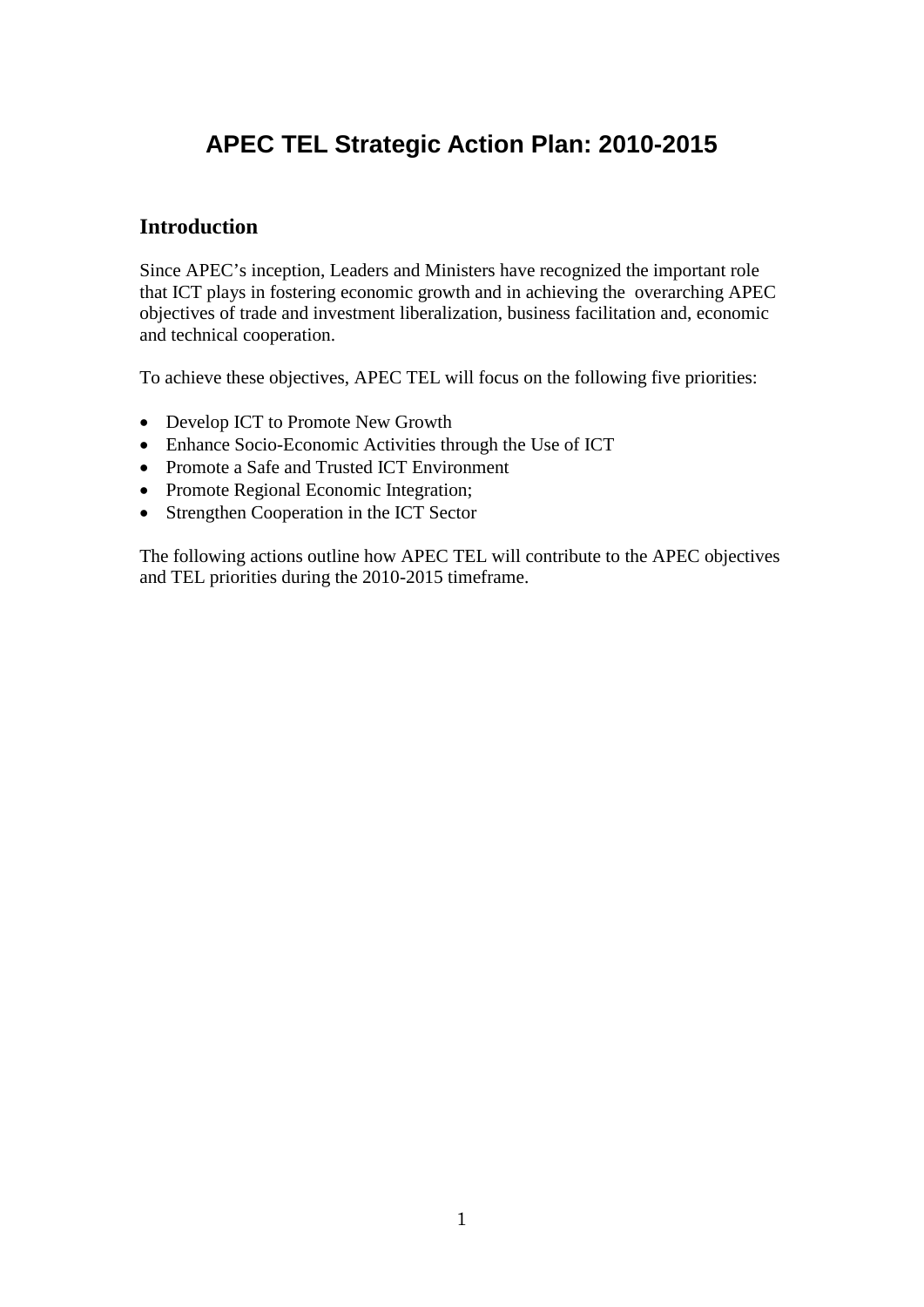# APEC TEL Strategic Action Plan: 2010-2015

## Introduction

Since APEC's inception, Leaders and Ministers have recognized the important role that ICT plays in fostering economic growth and in achieving the overarching APEC objectives of trade and investment liberalization, business facilitation and, economic and technical cooperation.

To achieve these objectives, APEC TEL will focus on the following five priorities:

- Develop ICT to Promote New Growth
- Enhance Socio-Economic Activities through the Use of ICT
- Promote a Safe and Trusted ICT Environment
- Promote Regional Economic Integration;
- Strengthen Cooperation in the ICT Sector

The following actions outline how APEC TEL will contribute to the APEC objectives and TEL priorities during the 2010-2015 timeframe.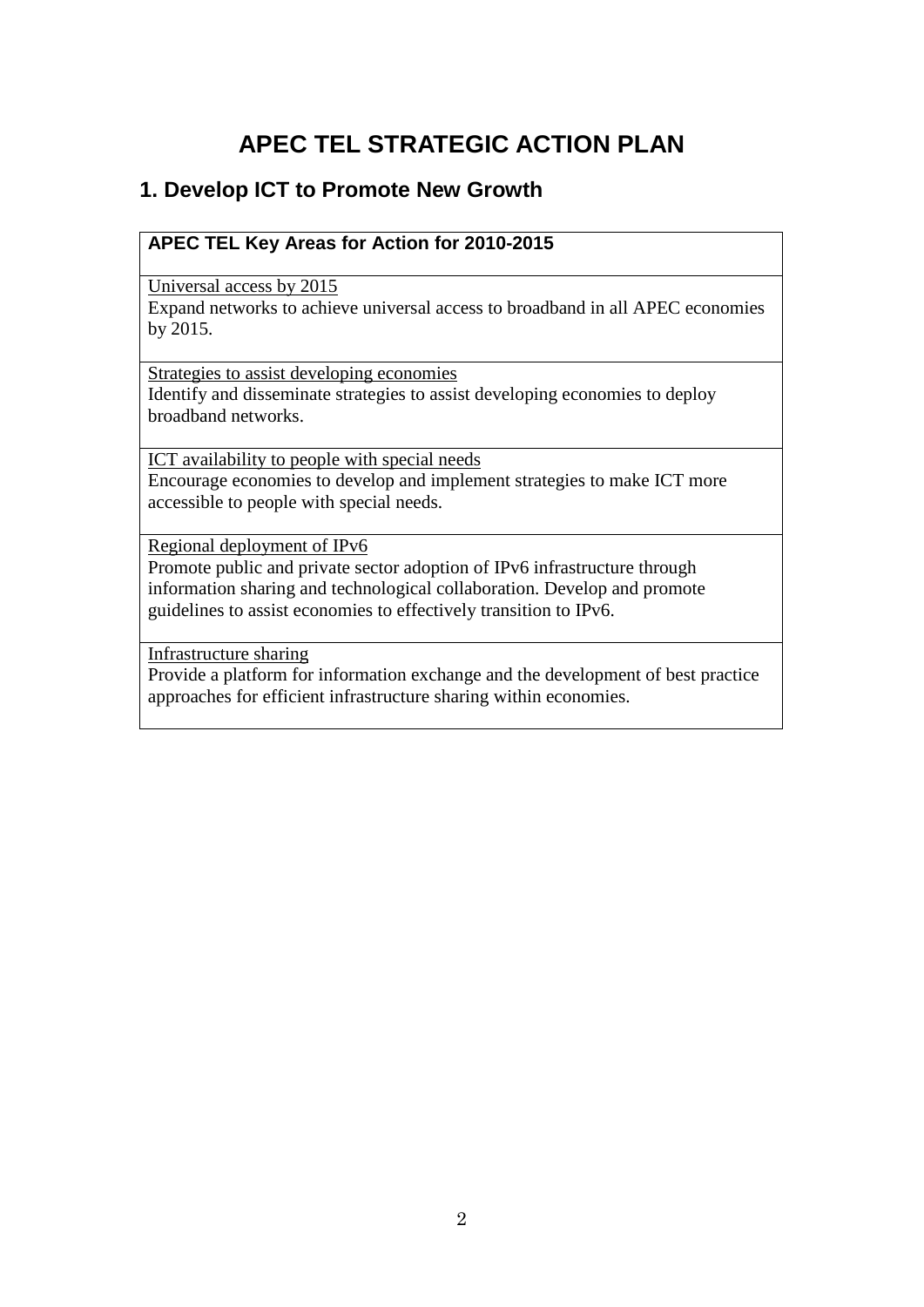# APEC TEL STRATEGIC ACTION PLAN

## 1. Develop ICT to Promote New Growth

| **APEC TEL Key Areas for Action for 2010-2015** |
|---|
| Universal access by 2015<br>Expand networks to achieve universal access to broadband in all APEC economies by 2015. |
| Strategies to assist developing economies<br>Identify and disseminate strategies to assist developing economies to deploy broadband networks. |
| ICT availability to people with special needs<br>Encourage economies to develop and implement strategies to make ICT more accessible to people with special needs. |
| Regional deployment of IPv6<br>Promote public and private sector adoption of IPv6 infrastructure through information sharing and technological collaboration. Develop and promote guidelines to assist economies to effectively transition to IPv6. |
| Infrastructure sharing<br>Provide a platform for information exchange and the development of best practice approaches for efficient infrastructure sharing within economies. |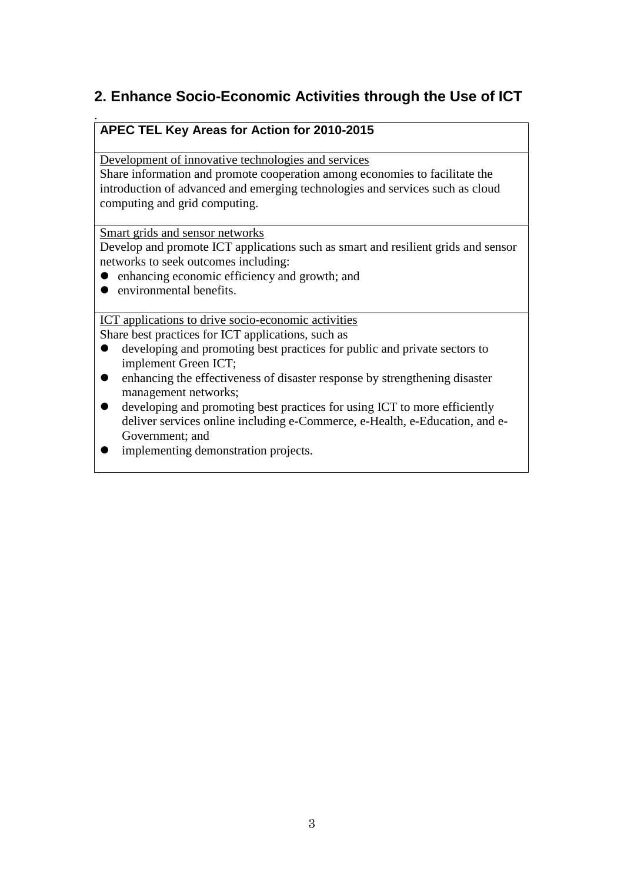## 2. Enhance Socio-Economic Activities through the Use of ICT

**APEC TEL Key Areas for Action for 2010-2015**

Development of innovative technologies and services

Share information and promote cooperation among economies to facilitate the introduction of advanced and emerging technologies and services such as cloud computing and grid computing.

Smart grids and sensor networks

Develop and promote ICT applications such as smart and resilient grids and sensor networks to seek outcomes including:

- enhancing economic efficiency and growth; and
- environmental benefits.

ICT applications to drive socio-economic activities

Share best practices for ICT applications, such as

- developing and promoting best practices for public and private sectors to implement Green ICT;
- enhancing the effectiveness of disaster response by strengthening disaster management networks;
- developing and promoting best practices for using ICT to more efficiently deliver services online including e-Commerce, e-Health, e-Education, and e-Government; and
- implementing demonstration projects.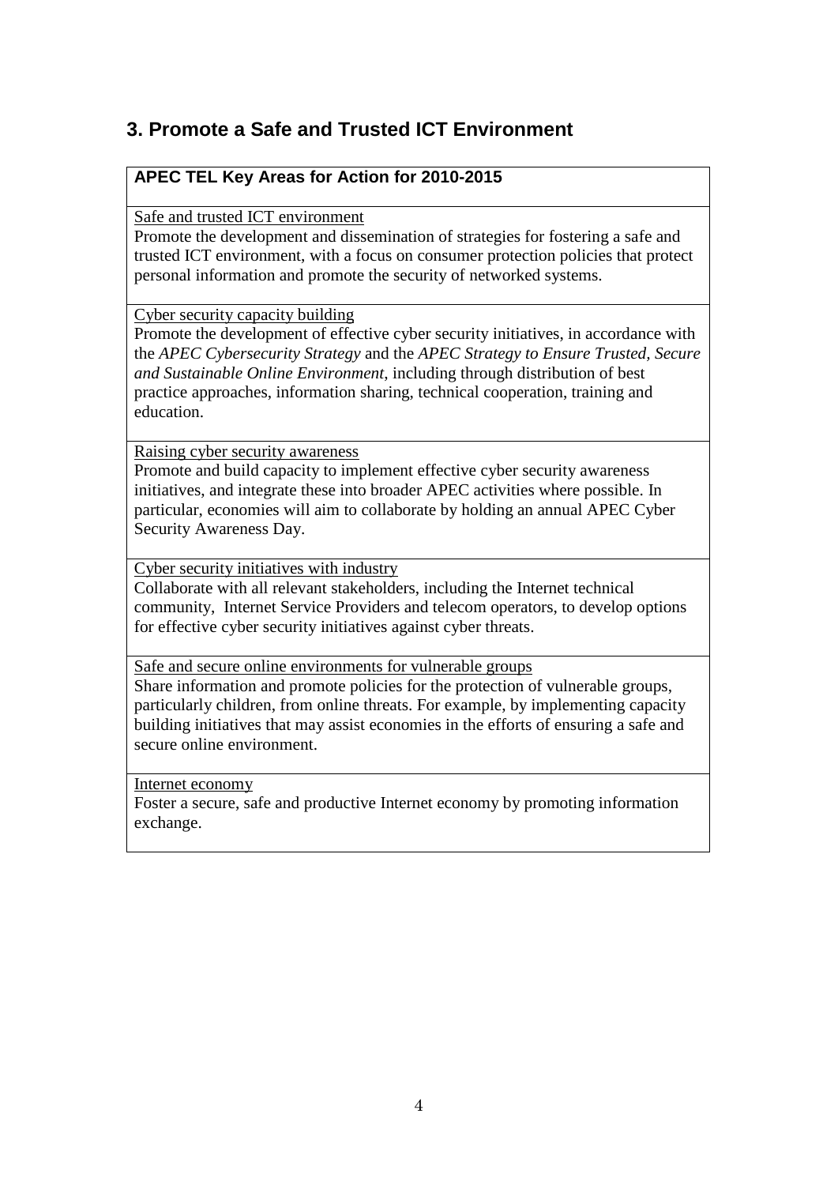## 3. Promote a Safe and Trusted ICT Environment

| **APEC TEL Key Areas for Action for 2010-2015** |
| --- |
| <u>Safe and trusted ICT environment</u><br>Promote the development and dissemination of strategies for fostering a safe and trusted ICT environment, with a focus on consumer protection policies that protect personal information and promote the security of networked systems. |
| <u>Cyber security capacity building</u><br>Promote the development of effective cyber security initiatives, in accordance with the *APEC Cybersecurity Strategy* and the *APEC Strategy to Ensure Trusted, Secure and Sustainable Online Environment*, including through distribution of best practice approaches, information sharing, technical cooperation, training and education. |
| <u>Raising cyber security awareness</u><br>Promote and build capacity to implement effective cyber security awareness initiatives, and integrate these into broader APEC activities where possible. In particular, economies will aim to collaborate by holding an annual APEC Cyber Security Awareness Day. |
| <u>Cyber security initiatives with industry</u><br>Collaborate with all relevant stakeholders, including the Internet technical community, Internet Service Providers and telecom operators, to develop options for effective cyber security initiatives against cyber threats. |
| <u>Safe and secure online environments for vulnerable groups</u><br>Share information and promote policies for the protection of vulnerable groups, particularly children, from online threats. For example, by implementing capacity building initiatives that may assist economies in the efforts of ensuring a safe and secure online environment. |
| <u>Internet economy</u><br>Foster a secure, safe and productive Internet economy by promoting information exchange. |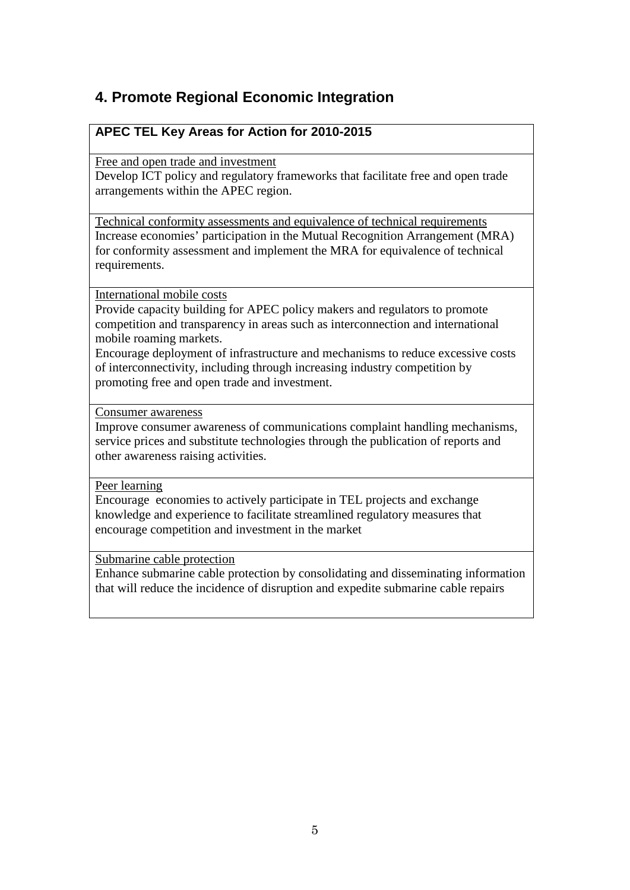## 4. Promote Regional Economic Integration

| APEC TEL Key Areas for Action for 2010-2015 |
|---|
| <u>Free and open trade and investment</u><br>Develop ICT policy and regulatory frameworks that facilitate free and open trade arrangements within the APEC region. |
| <u>Technical conformity assessments and equivalence of technical requirements</u><br>Increase economies' participation in the Mutual Recognition Arrangement (MRA) for conformity assessment and implement the MRA for equivalence of technical requirements. |
| <u>International mobile costs</u><br>Provide capacity building for APEC policy makers and regulators to promote competition and transparency in areas such as interconnection and international mobile roaming markets.<br>Encourage deployment of infrastructure and mechanisms to reduce excessive costs of interconnectivity, including through increasing industry competition by promoting free and open trade and investment. |
| <u>Consumer awareness</u><br>Improve consumer awareness of communications complaint handling mechanisms, service prices and substitute technologies through the publication of reports and other awareness raising activities. |
| <u>Peer learning</u><br>Encourage economies to actively participate in TEL projects and exchange knowledge and experience to facilitate streamlined regulatory measures that encourage competition and investment in the market |
| <u>Submarine cable protection</u><br>Enhance submarine cable protection by consolidating and disseminating information that will reduce the incidence of disruption and expedite submarine cable repairs |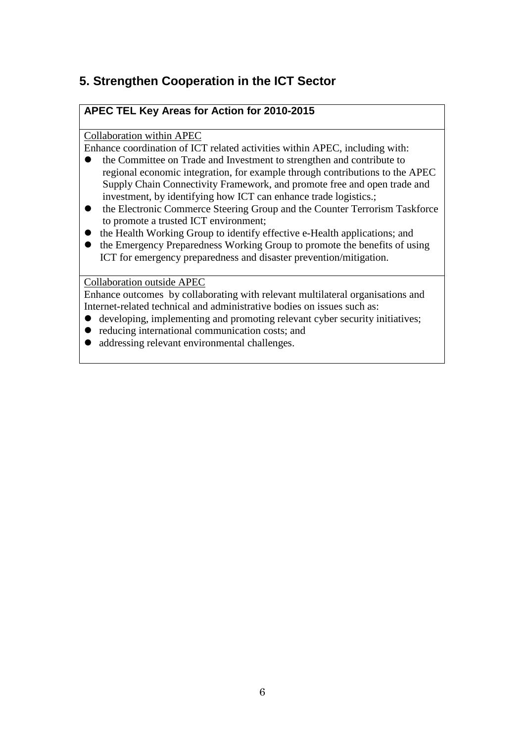## 5. Strengthen Cooperation in the ICT Sector

**APEC TEL Key Areas for Action for 2010-2015**

Collaboration within APEC

Enhance coordination of ICT related activities within APEC, including with:

- the Committee on Trade and Investment to strengthen and contribute to regional economic integration, for example through contributions to the APEC Supply Chain Connectivity Framework, and promote free and open trade and investment, by identifying how ICT can enhance trade logistics.;
- the Electronic Commerce Steering Group and the Counter Terrorism Taskforce to promote a trusted ICT environment;
- the Health Working Group to identify effective e-Health applications; and
- the Emergency Preparedness Working Group to promote the benefits of using ICT for emergency preparedness and disaster prevention/mitigation.

Collaboration outside APEC

Enhance outcomes by collaborating with relevant multilateral organisations and Internet-related technical and administrative bodies on issues such as:

- developing, implementing and promoting relevant cyber security initiatives;
- reducing international communication costs; and
- addressing relevant environmental challenges.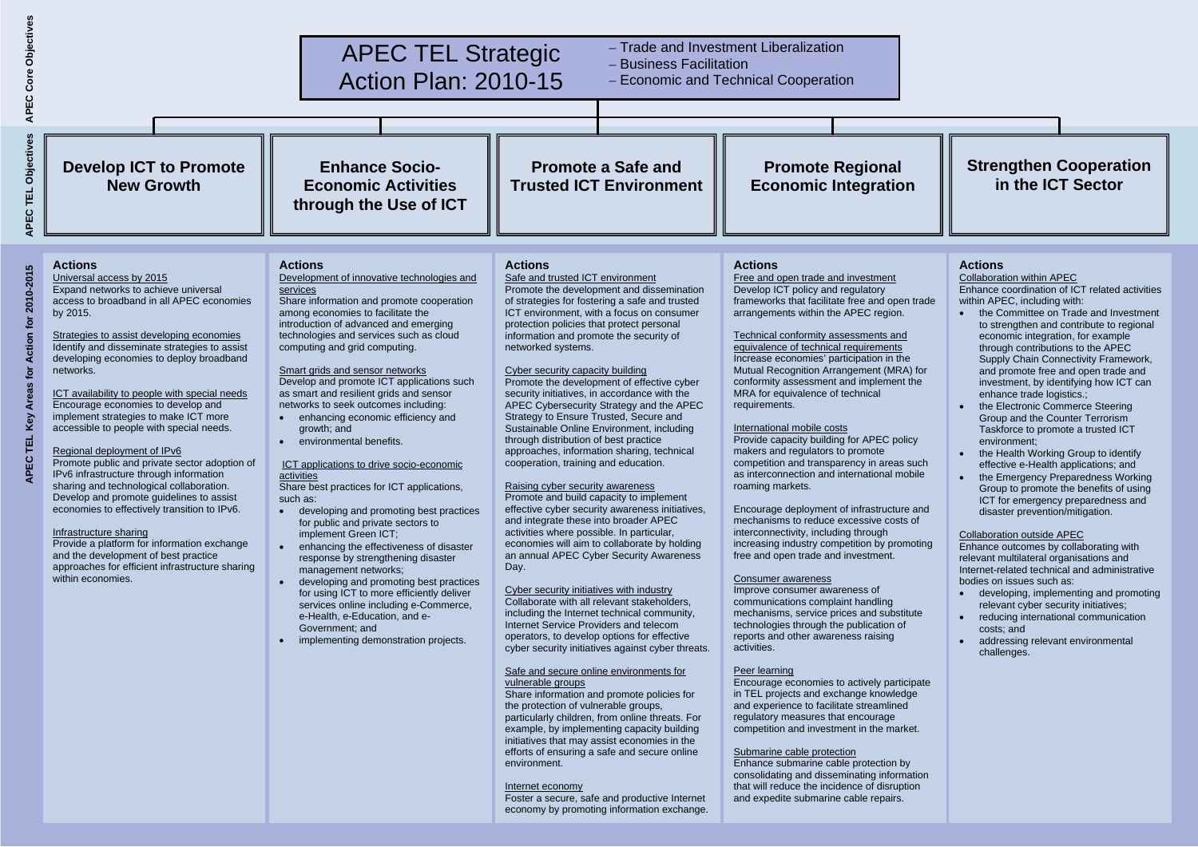APEC Core Objectives

# APEC TEL Strategic Action Plan: 2010-15

- Trade and Investment Liberalization
- Business Facilitation
- Economic and Technical Cooperation

APEC TEL Objectives

APEC TEL Key Areas for Action for 2010-2015

## Develop ICT to Promote New Growth

### Actions

Universal access by 2015

Expand networks to achieve universal access to broadband in all APEC economies by 2015.

Strategies to assist developing economies

Identify and disseminate strategies to assist developing economies to deploy broadband networks.

ICT availability to people with special needs

Encourage economies to develop and implement strategies to make ICT more accessible to people with special needs.

Regional deployment of IPv6

Promote public and private sector adoption of IPv6 infrastructure through information sharing and technological collaboration. Develop and promote guidelines to assist economies to effectively transition to IPv6.

Infrastructure sharing

Provide a platform for information exchange and the development of best practice approaches for efficient infrastructure sharing within economies.

## Enhance Socio-Economic Activities through the Use of ICT

### Actions

Development of innovative technologies and services

Share information and promote cooperation among economies to facilitate the introduction of advanced and emerging technologies and services such as cloud computing and grid computing.

Smart grids and sensor networks

Develop and promote ICT applications such as smart and resilient grids and sensor networks to seek outcomes including:

- enhancing economic efficiency and growth; and
- environmental benefits.

ICT applications to drive socio-economic activities

Share best practices for ICT applications, such as:

- developing and promoting best practices for public and private sectors to implement Green ICT;
- enhancing the effectiveness of disaster response by strengthening disaster management networks;
- developing and promoting best practices for using ICT to more efficiently deliver services online including e-Commerce, e-Health, e-Education, and e-Government; and
- implementing demonstration projects.

## Promote a Safe and Trusted ICT Environment

### Actions

Safe and trusted ICT environment

Promote the development and dissemination of strategies for fostering a safe and trusted ICT environment, with a focus on consumer protection policies that protect personal information and promote the security of networked systems.

Cyber security capacity building

Promote the development of effective cyber security initiatives, in accordance with the APEC Cybersecurity Strategy and the APEC Strategy to Ensure Trusted, Secure and Sustainable Online Environment, including through distribution of best practice approaches, information sharing, technical cooperation, training and education.

Raising cyber security awareness

Promote and build capacity to implement effective cyber security awareness initiatives, and integrate these into broader APEC activities where possible. In particular, economies will aim to collaborate by holding an annual APEC Cyber Security Awareness Day.

Cyber security initiatives with industry

Collaborate with all relevant stakeholders, including the Internet technical community, Internet Service Providers and telecom operators, to develop options for effective cyber security initiatives against cyber threats.

Safe and secure online environments for vulnerable groups

Share information and promote policies for the protection of vulnerable groups, particularly children, from online threats. For example, by implementing capacity building initiatives that may assist economies in the efforts of ensuring a safe and secure online environment.

Internet economy

Foster a secure, safe and productive Internet economy by promoting information exchange.

## Promote Regional Economic Integration

### Actions

Free and open trade and investment

Develop ICT policy and regulatory frameworks that facilitate free and open trade arrangements within the APEC region.

Technical conformity assessments and equivalence of technical requirements

Increase economies' participation in the Mutual Recognition Arrangement (MRA) for conformity assessment and implement the MRA for equivalence of technical requirements.

International mobile costs

Provide capacity building for APEC policy makers and regulators to promote competition and transparency in areas such as interconnection and international mobile roaming markets.

Encourage deployment of infrastructure and mechanisms to reduce excessive costs of interconnectivity, including through increasing industry competition by promoting free and open trade and investment.

Consumer awareness

Improve consumer awareness of communications complaint handling mechanisms, service prices and substitute technologies through the publication of reports and other awareness raising activities.

Peer learning

Encourage economies to actively participate in TEL projects and exchange knowledge and experience to facilitate streamlined regulatory measures that encourage competition and investment in the market.

Submarine cable protection

Enhance submarine cable protection by consolidating and disseminating information that will reduce the incidence of disruption and expedite submarine cable repairs.

## Strengthen Cooperation in the ICT Sector

### Actions

Collaboration within APEC

Enhance coordination of ICT related activities within APEC, including with:

- the Committee on Trade and Investment to strengthen and contribute to regional economic integration, for example through contributions to the APEC Supply Chain Connectivity Framework, and promote free and open trade and investment, by identifying how ICT can enhance trade logistics.;
- the Electronic Commerce Steering Group and the Counter Terrorism Taskforce to promote a trusted ICT environment;
- the Health Working Group to identify effective e-Health applications; and
- the Emergency Preparedness Working Group to promote the benefits of using ICT for emergency preparedness and disaster prevention/mitigation.

Collaboration outside APEC

Enhance outcomes by collaborating with relevant multilateral organisations and Internet-related technical and administrative bodies on issues such as:

- developing, implementing and promoting relevant cyber security initiatives;
- reducing international communication costs; and
- addressing relevant environmental challenges.